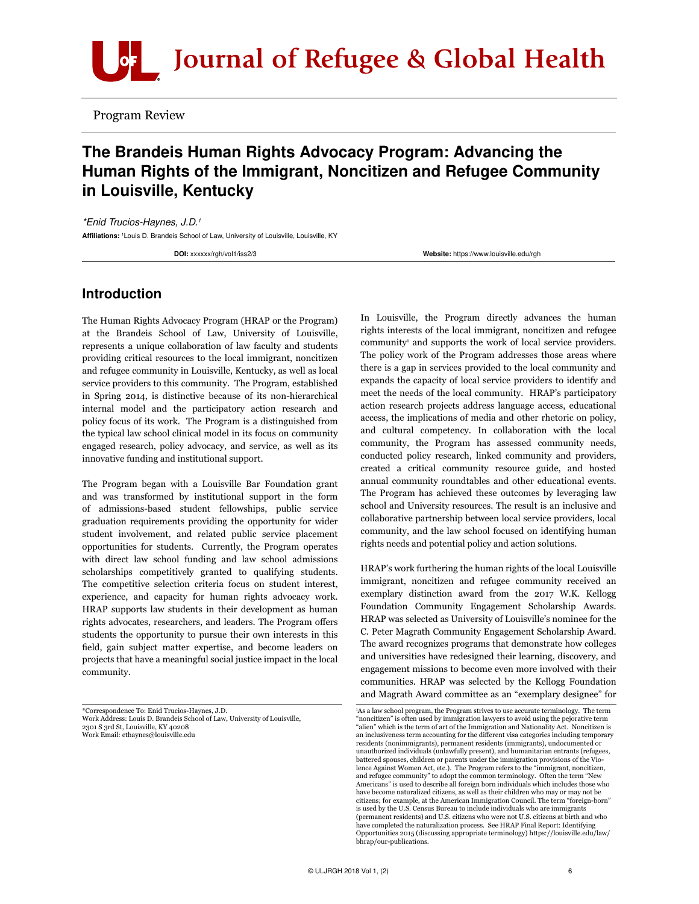Program Review

# The Brandeis Human Rights Advocacy Program: Advancing the Human Rights of the Immigrant, Noncitizen and Refugee Community in Louisville, Kentucky

*\*Enid Trucios-Haynes, J.D.[1]*

**Affiliations:** [1]Louis D. Brandeis School of Law, University of Louisville, Louisville, KY

**DOI:** xxxxxx/rgh/vol1/iss2/3 **Website:** https://www.louisville.edu/rgh

## Introduction

The Human Rights Advocacy Program (HRAP or the Program) at the Brandeis School of Law, University of Louisville, represents a unique collaboration of law faculty and students providing critical resources to the local immigrant, noncitizen and refugee community in Louisville, Kentucky, as well as local service providers to this community. The Program, established in Spring 2014, is distinctive because of its non-hierarchical internal model and the participatory action research and policy focus of its work. The Program is a distinguished from the typical law school clinical model in its focus on community engaged research, policy advocacy, and service, as well as its innovative funding and institutional support.

The Program began with a Louisville Bar Foundation grant and was transformed by institutional support in the form of admissions-based student fellowships, public service graduation requirements providing the opportunity for wider student involvement, and related public service placement opportunities for students. Currently, the Program operates with direct law school funding and law school admissions scholarships competitively granted to qualifying students. The competitive selection criteria focus on student interest, experience, and capacity for human rights advocacy work. HRAP supports law students in their development as human rights advocates, researchers, and leaders. The Program offers students the opportunity to pursue their own interests in this field, gain subject matter expertise, and become leaders on projects that have a meaningful social justice impact in the local community.

In Louisville, the Program directly advances the human rights interests of the local immigrant, noncitizen and refugee community[1] and supports the work of local service providers. The policy work of the Program addresses those areas where there is a gap in services provided to the local community and expands the capacity of local service providers to identify and meet the needs of the local community. HRAP's participatory action research projects address language access, educational access, the implications of media and other rhetoric on policy, and cultural competency. In collaboration with the local community, the Program has assessed community needs, conducted policy research, linked community and providers, created a critical community resource guide, and hosted annual community roundtables and other educational events. The Program has achieved these outcomes by leveraging law school and University resources. The result is an inclusive and collaborative partnership between local service providers, local community, and the law school focused on identifying human rights needs and potential policy and action solutions.

HRAP's work furthering the human rights of the local Louisville immigrant, noncitizen and refugee community received an exemplary distinction award from the 2017 W.K. Kellogg Foundation Community Engagement Scholarship Awards. HRAP was selected as University of Louisville's nominee for the C. Peter Magrath Community Engagement Scholarship Award. The award recognizes programs that demonstrate how colleges and universities have redesigned their learning, discovery, and engagement missions to become even more involved with their communities. HRAP was selected by the Kellogg Foundation and Magrath Award committee as an "exemplary designee" for

---

\*Correspondence To: Enid Trucios-Haynes, J.D.
Work Address: Louis D. Brandeis School of Law, University of Louisville, 2301 S 3rd St, Louisville, KY 40208
Work Email: ethaynes@louisville.edu

[1]As a law school program, the Program strives to use accurate terminology. The term "noncitizen" is often used by immigration lawyers to avoid using the pejorative term "alien" which is the term of art of the Immigration and Nationality Act. Noncitizen is an inclusiveness term accounting for the different visa categories including temporary residents (nonimmigrants), permanent residents (immigrants), undocumented or unauthorized individuals (unlawfully present), and humanitarian entrants (refugees, battered spouses, children or parents under the immigration provisions of the Violence Against Women Act, etc.). The Program refers to the "immigrant, noncitizen, and refugee community" to adopt the common terminology. Often the term "New Americans" is used to describe all foreign born individuals which includes those who have become naturalized citizens, as well as their children who may or may not be citizens; for example, at the American Immigration Council. The term "foreign-born" is used by the U.S. Census Bureau to include individuals who are immigrants (permanent residents) and U.S. citizens who were not U.S. citizens at birth and who have completed the naturalization process. See HRAP Final Report: Identifying Opportunities 2015 (discussing appropriate terminology) https://louisville.edu/law/bhrap/our-publications.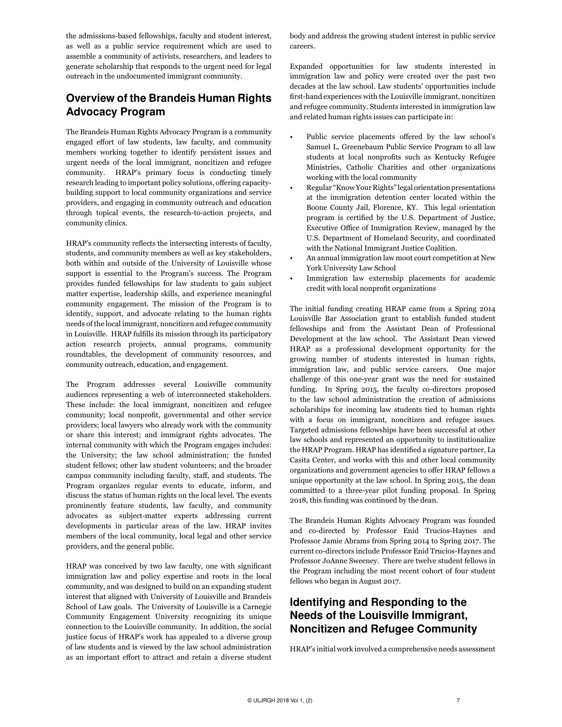the admissions-based fellowships, faculty and student interest, as well as a public service requirement which are used to assemble a community of activists, researchers, and leaders to generate scholarship that responds to the urgent need for legal outreach in the undocumented immigrant community.

## Overview of the Brandeis Human Rights Advocacy Program

The Brandeis Human Rights Advocacy Program is a community engaged effort of law students, law faculty, and community members working together to identify persistent issues and urgent needs of the local immigrant, noncitizen and refugee community. HRAP's primary focus is conducting timely research leading to important policy solutions, offering capacity-building support to local community organizations and service providers, and engaging in community outreach and education through topical events, the research-to-action projects, and community clinics.

HRAP's community reflects the intersecting interests of faculty, students, and community members as well as key stakeholders, both within and outside of the University of Louisville whose support is essential to the Program's success. The Program provides funded fellowships for law students to gain subject matter expertise, leadership skills, and experience meaningful community engagement. The mission of the Program is to identify, support, and advocate relating to the human rights needs of the local immigrant, noncitizen and refugee community in Louisville. HRAP fulfills its mission through its participatory action research projects, annual programs, community roundtables, the development of community resources, and community outreach, education, and engagement.

The Program addresses several Louisville community audiences representing a web of interconnected stakeholders. These include: the local immigrant, noncitizen and refugee community; local nonprofit, governmental and other service providers; local lawyers who already work with the community or share this interest; and immigrant rights advocates. The internal community with which the Program engages includes: the University; the law school administration; the funded student fellows; other law student volunteers; and the broader campus community including faculty, staff, and students. The Program organizes regular events to educate, inform, and discuss the status of human rights on the local level. The events prominently feature students, law faculty, and community advocates as subject-matter experts addressing current developments in particular areas of the law. HRAP invites members of the local community, local legal and other service providers, and the general public.

HRAP was conceived by two law faculty, one with significant immigration law and policy expertise and roots in the local community, and was designed to build on an expanding student interest that aligned with University of Louisville and Brandeis School of Law goals. The University of Louisville is a Carnegie Community Engagement University recognizing its unique connection to the Louisville community. In addition, the social justice focus of HRAP's work has appealed to a diverse group of law students and is viewed by the law school administration as an important effort to attract and retain a diverse student body and address the growing student interest in public service careers.

Expanded opportunities for law students interested in immigration law and policy were created over the past two decades at the law school. Law students' opportunities include first-hand experiences with the Louisville immigrant, noncitizen and refugee community. Students interested in immigration law and related human rights issues can participate in:

- Public service placements offered by the law school's Samuel L. Greenebaum Public Service Program to all law students at local nonprofits such as Kentucky Refugee Ministries, Catholic Charities and other organizations working with the local community
- Regular "Know Your Rights" legal orientation presentations at the immigration detention center located within the Boone County Jail, Florence, KY. This legal orientation program is certified by the U.S. Department of Justice, Executive Office of Immigration Review, managed by the U.S. Department of Homeland Security, and coordinated with the National Immigrant Justice Coalition.
- An annual immigration law moot court competition at New York University Law School
- Immigration law externship placements for academic credit with local nonprofit organizations

The initial funding creating HRAP came from a Spring 2014 Louisville Bar Association grant to establish funded student fellowships and from the Assistant Dean of Professional Development at the law school. The Assistant Dean viewed HRAP as a professional development opportunity for the growing number of students interested in human rights, immigration law, and public service careers. One major challenge of this one-year grant was the need for sustained funding. In Spring 2015, the faculty co-directors proposed to the law school administration the creation of admissions scholarships for incoming law students tied to human rights with a focus on immigrant, noncitizen and refugee issues. Targeted admissions fellowships have been successful at other law schools and represented an opportunity to institutionalize the HRAP Program. HRAP has identified a signature partner, La Casita Center, and works with this and other local community organizations and government agencies to offer HRAP fellows a unique opportunity at the law school. In Spring 2015, the dean committed to a three-year pilot funding proposal. In Spring 2018, this funding was continued by the dean.

The Brandeis Human Rights Advocacy Program was founded and co-directed by Professor Enid Trucios-Haynes and Professor Jamie Abrams from Spring 2014 to Spring 2017. The current co-directors include Professor Enid Trucios-Haynes and Professor JoAnne Sweeney. There are twelve student fellows in the Program including the most recent cohort of four student fellows who began in August 2017.

## Identifying and Responding to the Needs of the Louisville Immigrant, Noncitizen and Refugee Community

HRAP's initial work involved a comprehensive needs assessment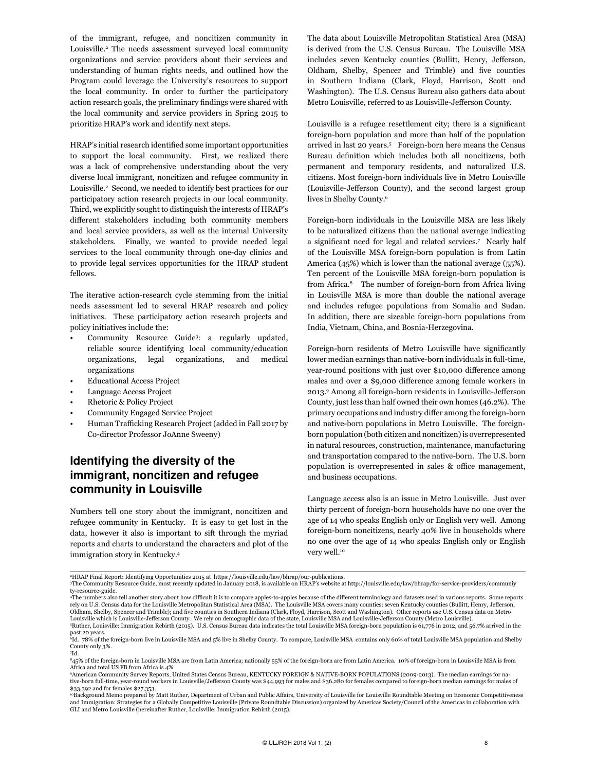of the immigrant, refugee, and noncitizen community in Louisville.[2] The needs assessment surveyed local community organizations and service providers about their services and understanding of human rights needs, and outlined how the Program could leverage the University's resources to support the local community. In order to further the participatory action research goals, the preliminary findings were shared with the local community and service providers in Spring 2015 to prioritize HRAP's work and identify next steps.

HRAP's initial research identified some important opportunities to support the local community. First, we realized there was a lack of comprehensive understanding about the very diverse local immigrant, noncitizen and refugee community in Louisville.[2] Second, we needed to identify best practices for our participatory action research projects in our local community. Third, we explicitly sought to distinguish the interests of HRAP's different stakeholders including both community members and local service providers, as well as the internal University stakeholders. Finally, we wanted to provide needed legal services to the local community through one-day clinics and to provide legal services opportunities for the HRAP student fellows.

The iterative action-research cycle stemming from the initial needs assessment led to several HRAP research and policy initiatives. These participatory action research projects and policy initiatives include the:

- Community Resource Guide[3]: a regularly updated, reliable source identifying local community/education organizations, legal organizations, and medical organizations
- Educational Access Project
- Language Access Project
- Rhetoric & Policy Project
- Community Engaged Service Project
- Human Trafficking Research Project (added in Fall 2017 by Co-director Professor JoAnne Sweeny)

## Identifying the diversity of the immigrant, noncitizen and refugee community in Louisville

Numbers tell one story about the immigrant, noncitizen and refugee community in Kentucky. It is easy to get lost in the data, however it also is important to sift through the myriad reports and charts to understand the characters and plot of the immigration story in Kentucky.[4]

The data about Louisville Metropolitan Statistical Area (MSA) is derived from the U.S. Census Bureau. The Louisville MSA includes seven Kentucky counties (Bullitt, Henry, Jefferson, Oldham, Shelby, Spencer and Trimble) and five counties in Southern Indiana (Clark, Floyd, Harrison, Scott and Washington). The U.S. Census Bureau also gathers data about Metro Louisville, referred to as Louisville-Jefferson County.

Louisville is a refugee resettlement city; there is a significant foreign-born population and more than half of the population arrived in last 20 years.[5] Foreign-born here means the Census Bureau definition which includes both all noncitizens, both permanent and temporary residents, and naturalized U.S. citizens. Most foreign-born individuals live in Metro Louisville (Louisville-Jefferson County), and the second largest group lives in Shelby County.[6]

Foreign-born individuals in the Louisville MSA are less likely to be naturalized citizens than the national average indicating a significant need for legal and related services.[7] Nearly half of the Louisville MSA foreign-born population is from Latin America (45%) which is lower than the national average (55%). Ten percent of the Louisville MSA foreign-born population is from Africa.[8] The number of foreign-born from Africa living in Louisville MSA is more than double the national average and includes refugee populations from Somalia and Sudan. In addition, there are sizeable foreign-born populations from India, Vietnam, China, and Bosnia-Herzegovina.

Foreign-born residents of Metro Louisville have significantly lower median earnings than native-born individuals in full-time, year-round positions with just over $10,000 difference among males and over a $9,000 difference among female workers in 2013.[9] Among all foreign-born residents in Louisville-Jefferson County, just less than half owned their own homes (46.2%). The primary occupations and industry differ among the foreign-born and native-born populations in Metro Louisville. The foreign-born population (both citizen and noncitizen) is overrepresented in natural resources, construction, maintenance, manufacturing and transportation compared to the native-born. The U.S. born population is overrepresented in sales & office management, and business occupations.

Language access also is an issue in Metro Louisville. Just over thirty percent of foreign-born households have no one over the age of 14 who speaks English only or English very well. Among foreign-born noncitizens, nearly 40% live in households where no one over the age of 14 who speaks English only or English very well.[10]

---

[2]HRAP Final Report: Identifying Opportunities 2015 at https://louisville.edu/law/bhrap/our-publications.

[3]The Community Resource Guide, most recently updated in January 2018, is available on HRAP's website at http://louisville.edu/law/bhrap/for-service-providers/community-resource-guide.

[4]The numbers also tell another story about how difficult it is to compare apples-to-apples because of the different terminology and datasets used in various reports. Some reports rely on U.S. Census data for the Louisville Metropolitan Statistical Area (MSA). The Louisville MSA covers many counties: seven Kentucky counties (Bullitt, Henry, Jefferson, Oldham, Shelby, Spencer and Trimble); and five counties in Southern Indiana (Clark, Floyd, Harrison, Scott and Washington). Other reports use U.S. Census data on Metro Louisville which is Louisville-Jefferson County. We rely on demographic data of the state, Louisville MSA and Louisville-Jefferson County (Metro Louisville).

[5]Ruther, Louisville: Immigration Rebirth (2015). U.S. Census Bureau data indicates the total Louisville MSA foreign-born population is 61,776 in 2012, and 56.7% arrived in the past 20 years.

[6]Id. 78% of the foreign-born live in Louisville MSA and 5% live in Shelby County. To compare, Louisville MSA contains only 60% of total Louisville MSA population and Shelby County only 3%.

[7]Id.

[8]45% of the foreign-born in Louisville MSA are from Latin America; nationally 55% of the foreign-born are from Latin America. 10% of foreign-born in Louisville MSA is from Africa and total US FB from Africa is 4%.

[9]American Community Survey Reports, United States Census Bureau, KENTUCKY FOREIGN & NATIVE-BORN POPULATIONS (2009-2013). The median earnings for native-born full-time, year-round workers in Louisville/Jefferson County was $44,993 for males and $36,280 for females compared to foreign-born median earnings for males of $33,392 and for females $27,353.

[10]Background Memo prepared by Matt Ruther, Department of Urban and Public Affairs, University of Louisville for Louisville Roundtable Meeting on Economic Competitiveness and Immigration: Strategies for a Globally Competitive Louisville (Private Roundtable Discussion) organized by Americas Society/Council of the Americas in collaboration with GLI and Metro Louisville (hereinafter Ruther, Louisville: Immigration Rebirth (2015).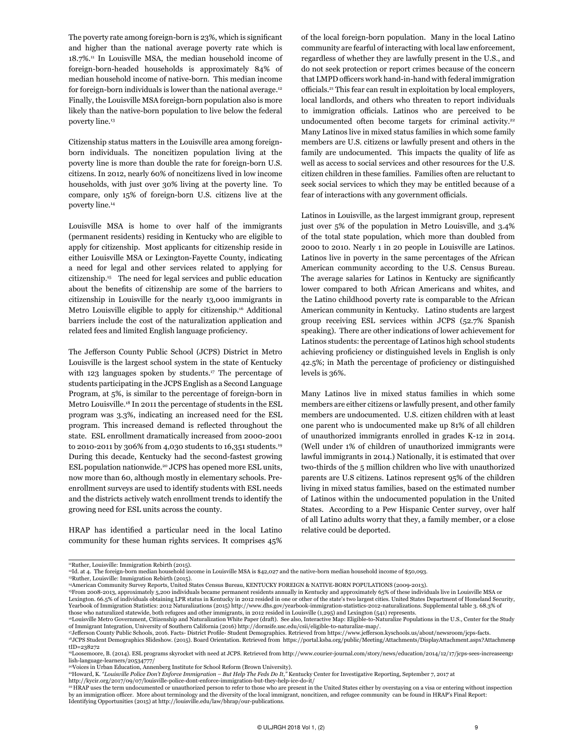The poverty rate among foreign-born is 23%, which is significant and higher than the national average poverty rate which is 18.7%.[11] In Louisville MSA, the median household income of foreign-born-headed households is approximately 84% of median household income of native-born. This median income for foreign-born individuals is lower than the national average.[12] Finally, the Louisville MSA foreign-born population also is more likely than the native-born population to live below the federal poverty line.[13]

Citizenship status matters in the Louisville area among foreign-born individuals. The noncitizen population living at the poverty line is more than double the rate for foreign-born U.S. citizens. In 2012, nearly 60% of noncitizens lived in low income households, with just over 30% living at the poverty line. To compare, only 15% of foreign-born U.S. citizens live at the poverty line.[14]

Louisville MSA is home to over half of the immigrants (permanent residents) residing in Kentucky who are eligible to apply for citizenship. Most applicants for citizenship reside in either Louisville MSA or Lexington-Fayette County, indicating a need for legal and other services related to applying for citizenship.[15] The need for legal services and public education about the benefits of citizenship are some of the barriers to citizenship in Louisville for the nearly 13,000 immigrants in Metro Louisville eligible to apply for citizenship.[16] Additional barriers include the cost of the naturalization application and related fees and limited English language proficiency.

The Jefferson County Public School (JCPS) District in Metro Louisville is the largest school system in the state of Kentucky with 123 languages spoken by students.[17] The percentage of students participating in the JCPS English as a Second Language Program, at 5%, is similar to the percentage of foreign-born in Metro Louisville.[18] In 2011 the percentage of students in the ESL program was 3.3%, indicating an increased need for the ESL program. This increased demand is reflected throughout the state. ESL enrollment dramatically increased from 2000-2001 to 2010-2011 by 306% from 4,030 students to 16,351 students.[19] During this decade, Kentucky had the second-fastest growing ESL population nationwide.[20] JCPS has opened more ESL units, now more than 60, although mostly in elementary schools. Pre-enrollment surveys are used to identify students with ESL needs and the districts actively watch enrollment trends to identify the growing need for ESL units across the county.

HRAP has identified a particular need in the local Latino community for these human rights services. It comprises 45% of the local foreign-born population. Many in the local Latino community are fearful of interacting with local law enforcement, regardless of whether they are lawfully present in the U.S., and do not seek protection or report crimes because of the concern that LMPD officers work hand-in-hand with federal immigration officials.[21] This fear can result in exploitation by local employers, local landlords, and others who threaten to report individuals to immigration officials. Latinos who are perceived to be undocumented often become targets for criminal activity.[22] Many Latinos live in mixed status families in which some family members are U.S. citizens or lawfully present and others in the family are undocumented. This impacts the quality of life as well as access to social services and other resources for the U.S. citizen children in these families. Families often are reluctant to seek social services to which they may be entitled because of a fear of interactions with any government officials.

Latinos in Louisville, as the largest immigrant group, represent just over 5% of the population in Metro Louisville, and 3.4% of the total state population, which more than doubled from 2000 to 2010. Nearly 1 in 20 people in Louisville are Latinos. Latinos live in poverty in the same percentages of the African American community according to the U.S. Census Bureau. The average salaries for Latinos in Kentucky are significantly lower compared to both African Americans and whites, and the Latino childhood poverty rate is comparable to the African American community in Kentucky. Latino students are largest group receiving ESL services within JCPS (52.7% Spanish speaking). There are other indications of lower achievement for Latinos students: the percentage of Latinos high school students achieving proficiency or distinguished levels in English is only 42.5%; in Math the percentage of proficiency or distinguished levels is 36%.

Many Latinos live in mixed status families in which some members are either citizens or lawfully present, and other family members are undocumented. U.S. citizen children with at least one parent who is undocumented make up 81% of all children of unauthorized immigrants enrolled in grades K-12 in 2014. (Well under 1% of children of unauthorized immigrants were lawful immigrants in 2014.) Nationally, it is estimated that over two-thirds of the 5 million children who live with unauthorized parents are U.S citizens. Latinos represent 95% of the children living in mixed status families, based on the estimated number of Latinos within the undocumented population in the United States. According to a Pew Hispanic Center survey, over half of all Latino adults worry that they, a family member, or a close relative could be deported.

---

[11] Ruther, Louisville: Immigration Rebirth (2015).

[12] Id. at 4. The foreign-born median household income in Louisville MSA is $42,027 and the native-born median household income of $50,093.

[13] Ruther, Louisville: Immigration Rebirth (2015).

[14] American Community Survey Reports, United States Census Bureau, KENTUCKY FOREIGN & NATIVE-BORN POPULATIONS (2009-2013).

[15] From 2008-2013, approximately 5,200 individuals became permanent residents annually in Kentucky and approximately 65% of these individuals live in Louisville MSA or Lexington. 66.5% of individuals obtaining LPR status in Kentucky in 2012 resided in one or other of the state's two largest cities. United States Department of Homeland Security, Yearbook of Immigration Statistics: 2012 Naturalizations (2015) http://www.dhs.gov/yearbook-immigration-statistics-2012-naturalizations. Supplemental table 3. 68.3% of those who naturalized statewide, both refugees and other immigrants, in 2012 resided in Louisville (1,295) and Lexington (541) represents.

[16] Louisville Metro Government, Citizenship and Naturalization White Paper (draft). See also, Interactive Map: Eligible-to-Naturalize Populations in the U.S., Center for the Study of Immigrant Integration, University of Southern California (2016) http://dornsife.usc.edu/csii/eligible-to-naturalize-map/.

[17] Jefferson County Public Schools, 2016. Facts- District Profile- Student Demographics. Retrieved from https://www.jefferson.kyschools.us/about/newsroom/jcps-facts.

[18] JCPS Student Demographics Slideshow. (2015). Board Orientation. Retrieved from https://portal.ksba.org/public/Meeting/Attachments/DisplayAttachment.aspx?AttachmenptID=238272

[19] Loosemoore, B. (2014). ESL programs skyrocket with need at JCPS. Retrieved from http://www.courier-journal.com/story/news/education/2014/12/17/jcps-sees-increaseenglish-language-learners/20534777/

[20] Voices in Urban Education, Annenberg Institute for School Reform (Brown University).

[21] Howard, K. *"Louisville Police Don't Enforce Immigration – But Help The Feds Do It,"* Kentucky Center for Investigative Reporting, September 7, 2017 at http://kycir.org/2017/09/07/louisville-police-dont-enforce-immigration-but-they-help-ice-do-it/

[22] HRAP uses the term undocumented or unauthorized person to refer to those who are present in the United States either by overstaying on a visa or entering without inspection by an immigration officer. More about terminology and the diversity of the local immigrant, noncitizen, and refugee community can be found in HRAP's Final Report: Identifying Opportunities (2015) at http://louisville.edu/law/bhrap/our-publications.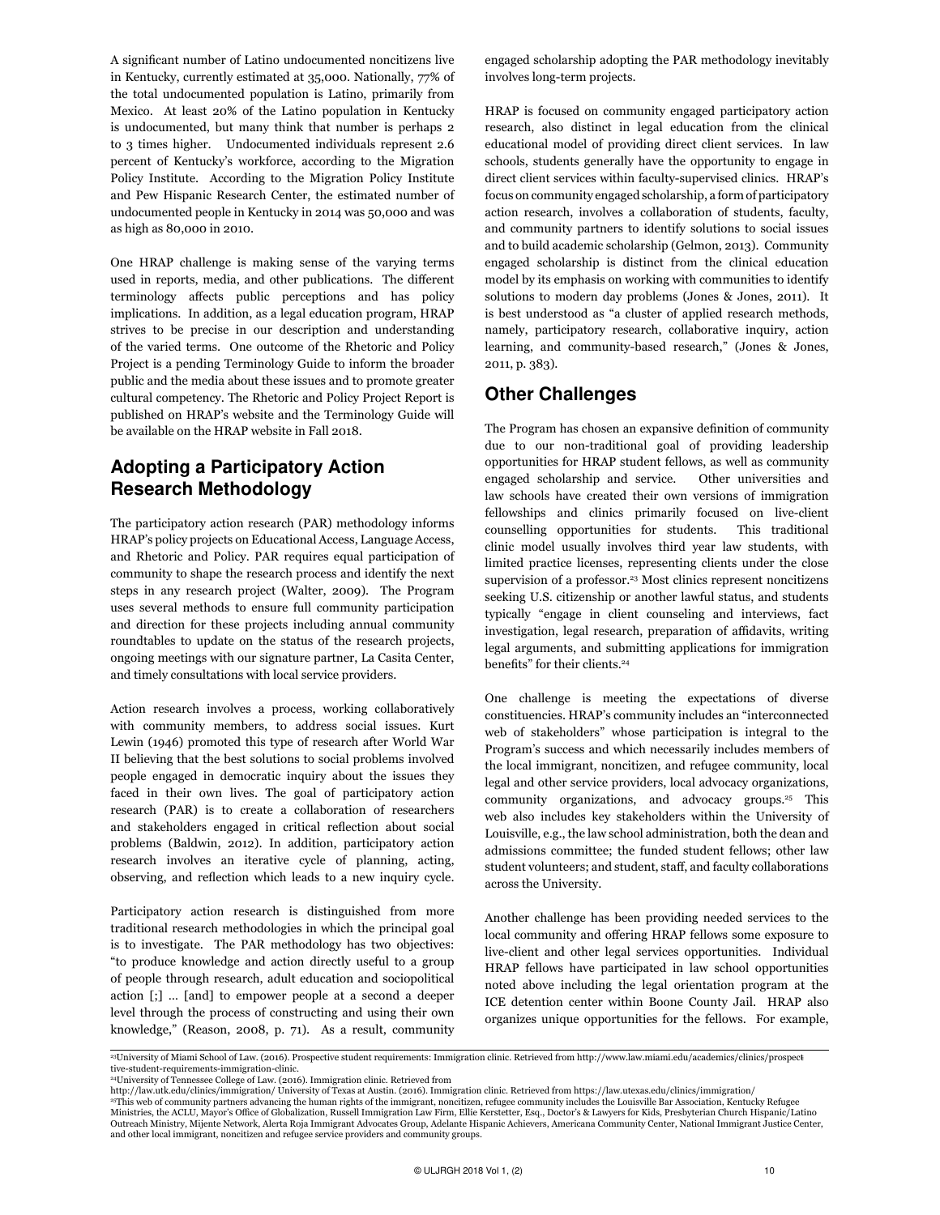A significant number of Latino undocumented noncitizens live in Kentucky, currently estimated at 35,000. Nationally, 77% of the total undocumented population is Latino, primarily from Mexico. At least 20% of the Latino population in Kentucky is undocumented, but many think that number is perhaps 2 to 3 times higher. Undocumented individuals represent 2.6 percent of Kentucky's workforce, according to the Migration Policy Institute. According to the Migration Policy Institute and Pew Hispanic Research Center, the estimated number of undocumented people in Kentucky in 2014 was 50,000 and was as high as 80,000 in 2010.

One HRAP challenge is making sense of the varying terms used in reports, media, and other publications. The different terminology affects public perceptions and has policy implications. In addition, as a legal education program, HRAP strives to be precise in our description and understanding of the varied terms. One outcome of the Rhetoric and Policy Project is a pending Terminology Guide to inform the broader public and the media about these issues and to promote greater cultural competency. The Rhetoric and Policy Project Report is published on HRAP's website and the Terminology Guide will be available on the HRAP website in Fall 2018.

## Adopting a Participatory Action Research Methodology

The participatory action research (PAR) methodology informs HRAP's policy projects on Educational Access, Language Access, and Rhetoric and Policy. PAR requires equal participation of community to shape the research process and identify the next steps in any research project (Walter, 2009). The Program uses several methods to ensure full community participation and direction for these projects including annual community roundtables to update on the status of the research projects, ongoing meetings with our signature partner, La Casita Center, and timely consultations with local service providers.

Action research involves a process, working collaboratively with community members, to address social issues. Kurt Lewin (1946) promoted this type of research after World War II believing that the best solutions to social problems involved people engaged in democratic inquiry about the issues they faced in their own lives. The goal of participatory action research (PAR) is to create a collaboration of researchers and stakeholders engaged in critical reflection about social problems (Baldwin, 2012). In addition, participatory action research involves an iterative cycle of planning, acting, observing, and reflection which leads to a new inquiry cycle.

Participatory action research is distinguished from more traditional research methodologies in which the principal goal is to investigate. The PAR methodology has two objectives: "to produce knowledge and action directly useful to a group of people through research, adult education and sociopolitical action [;] … [and] to empower people at a second a deeper level through the process of constructing and using their own knowledge," (Reason, 2008, p. 71). As a result, community engaged scholarship adopting the PAR methodology inevitably involves long-term projects.

HRAP is focused on community engaged participatory action research, also distinct in legal education from the clinical educational model of providing direct client services. In law schools, students generally have the opportunity to engage in direct client services within faculty-supervised clinics. HRAP's focus on community engaged scholarship, a form of participatory action research, involves a collaboration of students, faculty, and community partners to identify solutions to social issues and to build academic scholarship (Gelmon, 2013). Community engaged scholarship is distinct from the clinical education model by its emphasis on working with communities to identify solutions to modern day problems (Jones & Jones, 2011). It is best understood as "a cluster of applied research methods, namely, participatory research, collaborative inquiry, action learning, and community-based research," (Jones & Jones, 2011, p. 383).

## Other Challenges

The Program has chosen an expansive definition of community due to our non-traditional goal of providing leadership opportunities for HRAP student fellows, as well as community engaged scholarship and service. Other universities and law schools have created their own versions of immigration fellowships and clinics primarily focused on live-client counselling opportunities for students. This traditional clinic model usually involves third year law students, with limited practice licenses, representing clients under the close supervision of a professor.[23] Most clinics represent noncitizens seeking U.S. citizenship or another lawful status, and students typically "engage in client counseling and interviews, fact investigation, legal research, preparation of affidavits, writing legal arguments, and submitting applications for immigration benefits" for their clients.[24]

One challenge is meeting the expectations of diverse constituencies. HRAP's community includes an "interconnected web of stakeholders" whose participation is integral to the Program's success and which necessarily includes members of the local immigrant, noncitizen, and refugee community, local legal and other service providers, local advocacy organizations, community organizations, and advocacy groups.[25] This web also includes key stakeholders within the University of Louisville, e.g., the law school administration, both the dean and admissions committee; the funded student fellows; other law student volunteers; and student, staff, and faculty collaborations across the University.

Another challenge has been providing needed services to the local community and offering HRAP fellows some exposure to live-client and other legal services opportunities. Individual HRAP fellows have participated in law school opportunities noted above including the legal orientation program at the ICE detention center within Boone County Jail. HRAP also organizes unique opportunities for the fellows. For example,

---

[23]University of Miami School of Law. (2016). Prospective student requirements: Immigration clinic. Retrieved from http://www.law.miami.edu/academics/clinics/prospective-student-requirements-immigration-clinic.

[24]University of Tennessee College of Law. (2016). Immigration clinic. Retrieved from http://law.utk.edu/clinics/immigration/ University of Texas at Austin. (2016). Immigration clinic. Retrieved from https://law.utexas.edu/clinics/immigration/

[25]This web of community partners advancing the human rights of the immigrant, noncitizen, refugee community includes the Louisville Bar Association, Kentucky Refugee Ministries, the ACLU, Mayor's Office of Globalization, Russell Immigration Law Firm, Ellie Kerstetter, Esq., Doctor's & Lawyers for Kids, Presbyterian Church Hispanic/Latino Outreach Ministry, Mijente Network, Alerta Roja Immigrant Advocates Group, Adelante Hispanic Achievers, Americana Community Center, National Immigrant Justice Center, and other local immigrant, noncitizen and refugee service providers and community groups.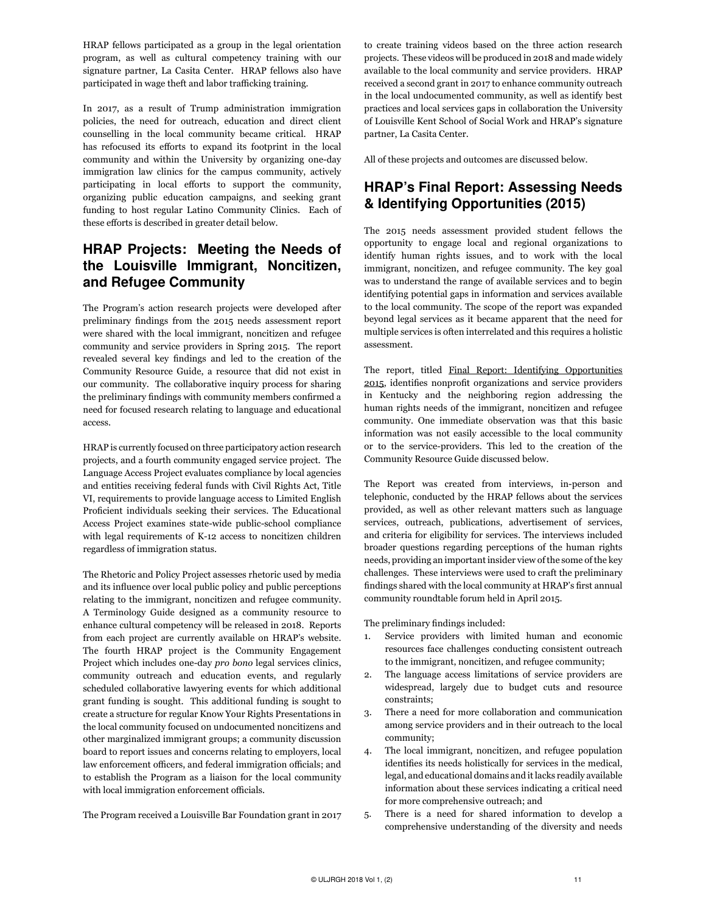HRAP fellows participated as a group in the legal orientation program, as well as cultural competency training with our signature partner, La Casita Center. HRAP fellows also have participated in wage theft and labor trafficking training.

In 2017, as a result of Trump administration immigration policies, the need for outreach, education and direct client counselling in the local community became critical. HRAP has refocused its efforts to expand its footprint in the local community and within the University by organizing one-day immigration law clinics for the campus community, actively participating in local efforts to support the community, organizing public education campaigns, and seeking grant funding to host regular Latino Community Clinics. Each of these efforts is described in greater detail below.

## HRAP Projects: Meeting the Needs of the Louisville Immigrant, Noncitizen, and Refugee Community

The Program's action research projects were developed after preliminary findings from the 2015 needs assessment report were shared with the local immigrant, noncitizen and refugee community and service providers in Spring 2015. The report revealed several key findings and led to the creation of the Community Resource Guide, a resource that did not exist in our community. The collaborative inquiry process for sharing the preliminary findings with community members confirmed a need for focused research relating to language and educational access.

HRAP is currently focused on three participatory action research projects, and a fourth community engaged service project. The Language Access Project evaluates compliance by local agencies and entities receiving federal funds with Civil Rights Act, Title VI, requirements to provide language access to Limited English Proficient individuals seeking their services. The Educational Access Project examines state-wide public-school compliance with legal requirements of K-12 access to noncitizen children regardless of immigration status.

The Rhetoric and Policy Project assesses rhetoric used by media and its influence over local public policy and public perceptions relating to the immigrant, noncitizen and refugee community. A Terminology Guide designed as a community resource to enhance cultural competency will be released in 2018. Reports from each project are currently available on HRAP's website. The fourth HRAP project is the Community Engagement Project which includes one-day *pro bono* legal services clinics, community outreach and education events, and regularly scheduled collaborative lawyering events for which additional grant funding is sought. This additional funding is sought to create a structure for regular Know Your Rights Presentations in the local community focused on undocumented noncitizens and other marginalized immigrant groups; a community discussion board to report issues and concerns relating to employers, local law enforcement officers, and federal immigration officials; and to establish the Program as a liaison for the local community with local immigration enforcement officials.

The Program received a Louisville Bar Foundation grant in 2017 to create training videos based on the three action research projects. These videos will be produced in 2018 and made widely available to the local community and service providers. HRAP received a second grant in 2017 to enhance community outreach in the local undocumented community, as well as identify best practices and local services gaps in collaboration the University of Louisville Kent School of Social Work and HRAP's signature partner, La Casita Center.

All of these projects and outcomes are discussed below.

## HRAP's Final Report: Assessing Needs & Identifying Opportunities (2015)

The 2015 needs assessment provided student fellows the opportunity to engage local and regional organizations to identify human rights issues, and to work with the local immigrant, noncitizen, and refugee community. The key goal was to understand the range of available services and to begin identifying potential gaps in information and services available to the local community. The scope of the report was expanded beyond legal services as it became apparent that the need for multiple services is often interrelated and this requires a holistic assessment.

The report, titled Final Report: Identifying Opportunities 2015, identifies nonprofit organizations and service providers in Kentucky and the neighboring region addressing the human rights needs of the immigrant, noncitizen and refugee community. One immediate observation was that this basic information was not easily accessible to the local community or to the service-providers. This led to the creation of the Community Resource Guide discussed below.

The Report was created from interviews, in-person and telephonic, conducted by the HRAP fellows about the services provided, as well as other relevant matters such as language services, outreach, publications, advertisement of services, and criteria for eligibility for services. The interviews included broader questions regarding perceptions of the human rights needs, providing an important insider view of the some of the key challenges. These interviews were used to craft the preliminary findings shared with the local community at HRAP's first annual community roundtable forum held in April 2015.

The preliminary findings included:

1. Service providers with limited human and economic resources face challenges conducting consistent outreach to the immigrant, noncitizen, and refugee community;
2. The language access limitations of service providers are widespread, largely due to budget cuts and resource constraints;
3. There a need for more collaboration and communication among service providers and in their outreach to the local community;
4. The local immigrant, noncitizen, and refugee population identifies its needs holistically for services in the medical, legal, and educational domains and it lacks readily available information about these services indicating a critical need for more comprehensive outreach; and
5. There is a need for shared information to develop a comprehensive understanding of the diversity and needs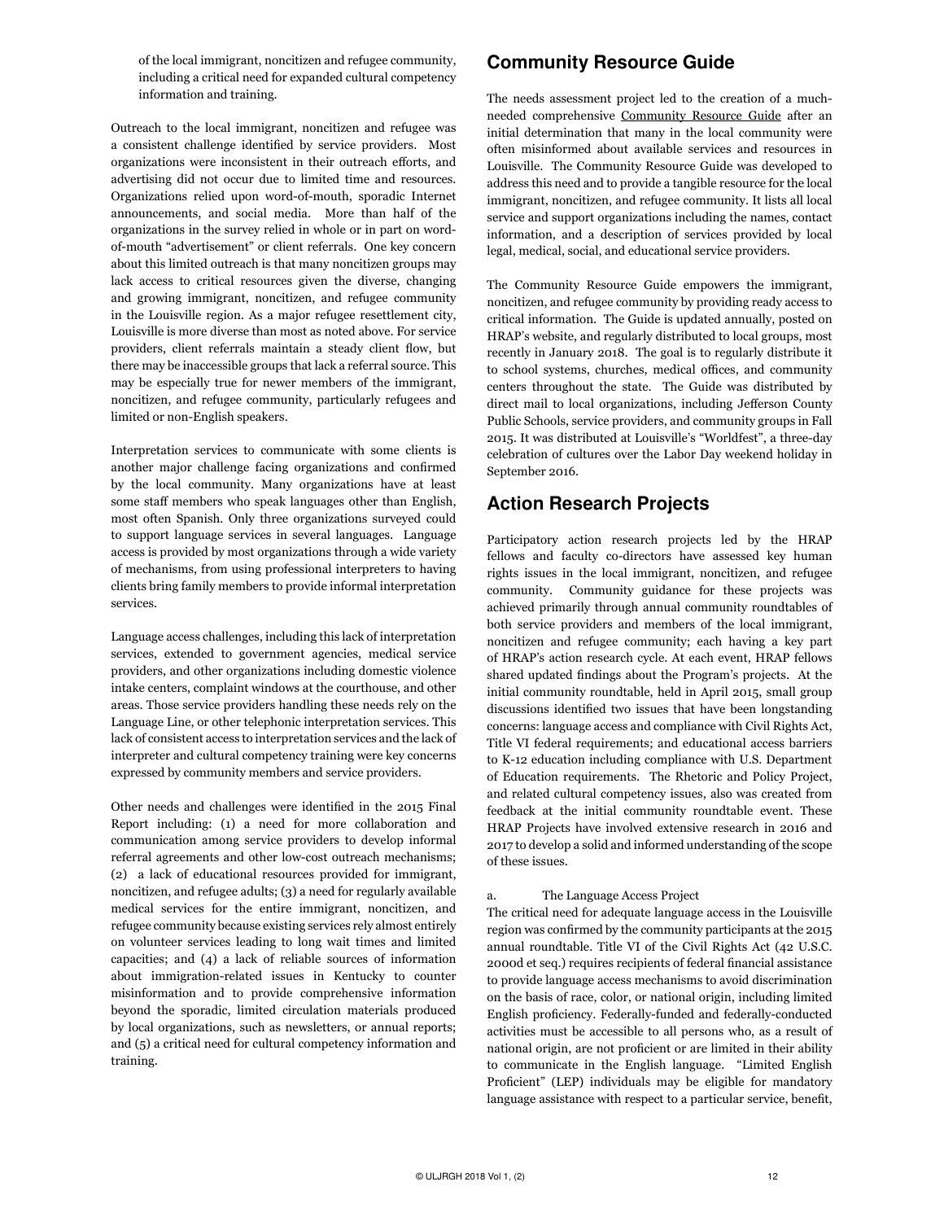of the local immigrant, noncitizen and refugee community, including a critical need for expanded cultural competency information and training.

Outreach to the local immigrant, noncitizen and refugee was a consistent challenge identified by service providers. Most organizations were inconsistent in their outreach efforts, and advertising did not occur due to limited time and resources. Organizations relied upon word-of-mouth, sporadic Internet announcements, and social media. More than half of the organizations in the survey relied in whole or in part on word-of-mouth "advertisement" or client referrals. One key concern about this limited outreach is that many noncitizen groups may lack access to critical resources given the diverse, changing and growing immigrant, noncitizen, and refugee community in the Louisville region. As a major refugee resettlement city, Louisville is more diverse than most as noted above. For service providers, client referrals maintain a steady client flow, but there may be inaccessible groups that lack a referral source. This may be especially true for newer members of the immigrant, noncitizen, and refugee community, particularly refugees and limited or non-English speakers.

Interpretation services to communicate with some clients is another major challenge facing organizations and confirmed by the local community. Many organizations have at least some staff members who speak languages other than English, most often Spanish. Only three organizations surveyed could to support language services in several languages. Language access is provided by most organizations through a wide variety of mechanisms, from using professional interpreters to having clients bring family members to provide informal interpretation services.

Language access challenges, including this lack of interpretation services, extended to government agencies, medical service providers, and other organizations including domestic violence intake centers, complaint windows at the courthouse, and other areas. Those service providers handling these needs rely on the Language Line, or other telephonic interpretation services. This lack of consistent access to interpretation services and the lack of interpreter and cultural competency training were key concerns expressed by community members and service providers.

Other needs and challenges were identified in the 2015 Final Report including: (1) a need for more collaboration and communication among service providers to develop informal referral agreements and other low-cost outreach mechanisms; (2) a lack of educational resources provided for immigrant, noncitizen, and refugee adults; (3) a need for regularly available medical services for the entire immigrant, noncitizen, and refugee community because existing services rely almost entirely on volunteer services leading to long wait times and limited capacities; and (4) a lack of reliable sources of information about immigration-related issues in Kentucky to counter misinformation and to provide comprehensive information beyond the sporadic, limited circulation materials produced by local organizations, such as newsletters, or annual reports; and (5) a critical need for cultural competency information and training.

## Community Resource Guide

The needs assessment project led to the creation of a much-needed comprehensive Community Resource Guide after an initial determination that many in the local community were often misinformed about available services and resources in Louisville. The Community Resource Guide was developed to address this need and to provide a tangible resource for the local immigrant, noncitizen, and refugee community. It lists all local service and support organizations including the names, contact information, and a description of services provided by local legal, medical, social, and educational service providers.

The Community Resource Guide empowers the immigrant, noncitizen, and refugee community by providing ready access to critical information. The Guide is updated annually, posted on HRAP's website, and regularly distributed to local groups, most recently in January 2018. The goal is to regularly distribute it to school systems, churches, medical offices, and community centers throughout the state. The Guide was distributed by direct mail to local organizations, including Jefferson County Public Schools, service providers, and community groups in Fall 2015. It was distributed at Louisville's "Worldfest", a three-day celebration of cultures over the Labor Day weekend holiday in September 2016.

## Action Research Projects

Participatory action research projects led by the HRAP fellows and faculty co-directors have assessed key human rights issues in the local immigrant, noncitizen, and refugee community. Community guidance for these projects was achieved primarily through annual community roundtables of both service providers and members of the local immigrant, noncitizen and refugee community; each having a key part of HRAP's action research cycle. At each event, HRAP fellows shared updated findings about the Program's projects. At the initial community roundtable, held in April 2015, small group discussions identified two issues that have been longstanding concerns: language access and compliance with Civil Rights Act, Title VI federal requirements; and educational access barriers to K-12 education including compliance with U.S. Department of Education requirements. The Rhetoric and Policy Project, and related cultural competency issues, also was created from feedback at the initial community roundtable event. These HRAP Projects have involved extensive research in 2016 and 2017 to develop a solid and informed understanding of the scope of these issues.

a. The Language Access Project

The critical need for adequate language access in the Louisville region was confirmed by the community participants at the 2015 annual roundtable. Title VI of the Civil Rights Act (42 U.S.C. 2000d et seq.) requires recipients of federal financial assistance to provide language access mechanisms to avoid discrimination on the basis of race, color, or national origin, including limited English proficiency. Federally-funded and federally-conducted activities must be accessible to all persons who, as a result of national origin, are not proficient or are limited in their ability to communicate in the English language. "Limited English Proficient" (LEP) individuals may be eligible for mandatory language assistance with respect to a particular service, benefit,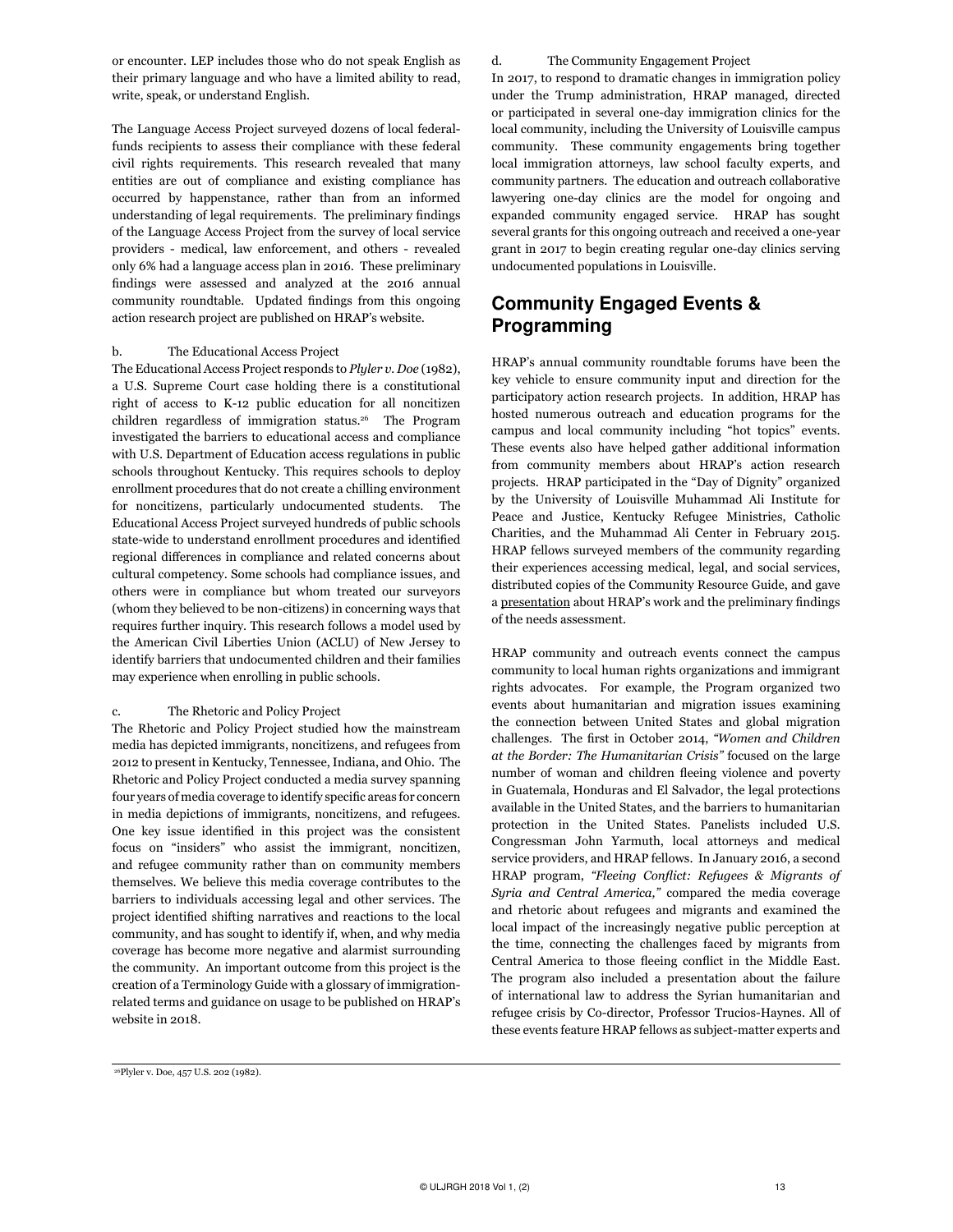or encounter. LEP includes those who do not speak English as their primary language and who have a limited ability to read, write, speak, or understand English.

The Language Access Project surveyed dozens of local federal-funds recipients to assess their compliance with these federal civil rights requirements. This research revealed that many entities are out of compliance and existing compliance has occurred by happenstance, rather than from an informed understanding of legal requirements. The preliminary findings of the Language Access Project from the survey of local service providers - medical, law enforcement, and others - revealed only 6% had a language access plan in 2016. These preliminary findings were assessed and analyzed at the 2016 annual community roundtable. Updated findings from this ongoing action research project are published on HRAP's website.

b. The Educational Access Project

The Educational Access Project responds to *Plyler v. Doe* (1982), a U.S. Supreme Court case holding there is a constitutional right of access to K-12 public education for all noncitizen children regardless of immigration status.[26] The Program investigated the barriers to educational access and compliance with U.S. Department of Education access regulations in public schools throughout Kentucky. This requires schools to deploy enrollment procedures that do not create a chilling environment for noncitizens, particularly undocumented students. The Educational Access Project surveyed hundreds of public schools state-wide to understand enrollment procedures and identified regional differences in compliance and related concerns about cultural competency. Some schools had compliance issues, and others were in compliance but whom treated our surveyors (whom they believed to be non-citizens) in concerning ways that requires further inquiry. This research follows a model used by the American Civil Liberties Union (ACLU) of New Jersey to identify barriers that undocumented children and their families may experience when enrolling in public schools.

c. The Rhetoric and Policy Project

The Rhetoric and Policy Project studied how the mainstream media has depicted immigrants, noncitizens, and refugees from 2012 to present in Kentucky, Tennessee, Indiana, and Ohio. The Rhetoric and Policy Project conducted a media survey spanning four years of media coverage to identify specific areas for concern in media depictions of immigrants, noncitizens, and refugees. One key issue identified in this project was the consistent focus on "insiders" who assist the immigrant, noncitizen, and refugee community rather than on community members themselves. We believe this media coverage contributes to the barriers to individuals accessing legal and other services. The project identified shifting narratives and reactions to the local community, and has sought to identify if, when, and why media coverage has become more negative and alarmist surrounding the community. An important outcome from this project is the creation of a Terminology Guide with a glossary of immigration-related terms and guidance on usage to be published on HRAP's website in 2018.

d. The Community Engagement Project

In 2017, to respond to dramatic changes in immigration policy under the Trump administration, HRAP managed, directed or participated in several one-day immigration clinics for the local community, including the University of Louisville campus community. These community engagements bring together local immigration attorneys, law school faculty experts, and community partners. The education and outreach collaborative lawyering one-day clinics are the model for ongoing and expanded community engaged service. HRAP has sought several grants for this ongoing outreach and received a one-year grant in 2017 to begin creating regular one-day clinics serving undocumented populations in Louisville.

## Community Engaged Events & Programming

HRAP's annual community roundtable forums have been the key vehicle to ensure community input and direction for the participatory action research projects. In addition, HRAP has hosted numerous outreach and education programs for the campus and local community including "hot topics" events. These events also have helped gather additional information from community members about HRAP's action research projects. HRAP participated in the "Day of Dignity" organized by the University of Louisville Muhammad Ali Institute for Peace and Justice, Kentucky Refugee Ministries, Catholic Charities, and the Muhammad Ali Center in February 2015. HRAP fellows surveyed members of the community regarding their experiences accessing medical, legal, and social services, distributed copies of the Community Resource Guide, and gave a presentation about HRAP's work and the preliminary findings of the needs assessment.

HRAP community and outreach events connect the campus community to local human rights organizations and immigrant rights advocates. For example, the Program organized two events about humanitarian and migration issues examining the connection between United States and global migration challenges. The first in October 2014, *"Women and Children at the Border: The Humanitarian Crisis"* focused on the large number of woman and children fleeing violence and poverty in Guatemala, Honduras and El Salvador, the legal protections available in the United States, and the barriers to humanitarian protection in the United States. Panelists included U.S. Congressman John Yarmuth, local attorneys and medical service providers, and HRAP fellows. In January 2016, a second HRAP program, *"Fleeing Conflict: Refugees & Migrants of Syria and Central America,"* compared the media coverage and rhetoric about refugees and migrants and examined the local impact of the increasingly negative public perception at the time, connecting the challenges faced by migrants from Central America to those fleeing conflict in the Middle East. The program also included a presentation about the failure of international law to address the Syrian humanitarian and refugee crisis by Co-director, Professor Trucios-Haynes. All of these events feature HRAP fellows as subject-matter experts and

[26] Plyler v. Doe, 457 U.S. 202 (1982).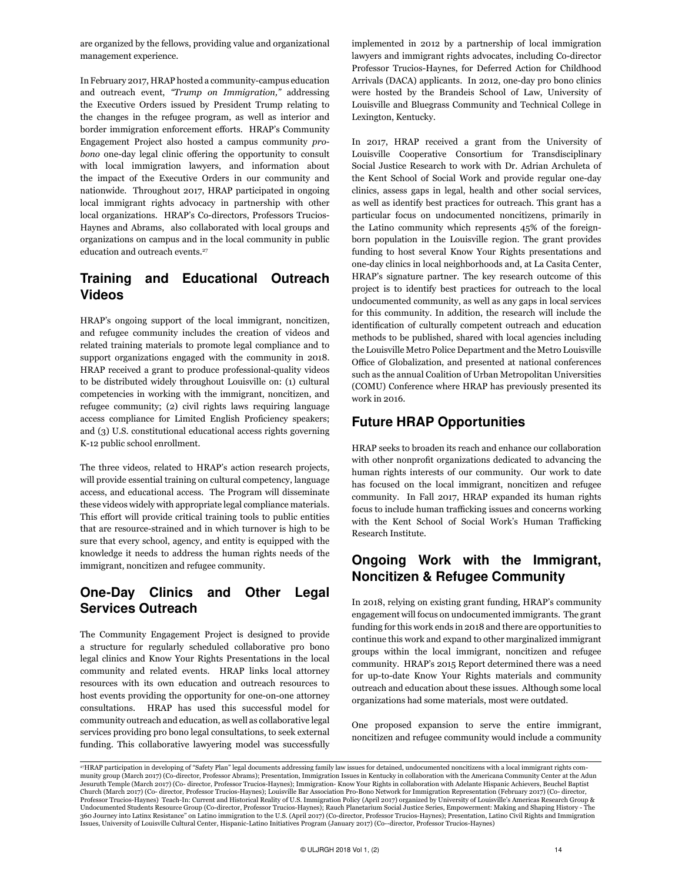are organized by the fellows, providing value and organizational management experience.

In February 2017, HRAP hosted a community-campus education and outreach event, *"Trump on Immigration,"* addressing the Executive Orders issued by President Trump relating to the changes in the refugee program, as well as interior and border immigration enforcement efforts. HRAP's Community Engagement Project also hosted a campus community *pro-bono* one-day legal clinic offering the opportunity to consult with local immigration lawyers, and information about the impact of the Executive Orders in our community and nationwide. Throughout 2017, HRAP participated in ongoing local immigrant rights advocacy in partnership with other local organizations. HRAP's Co-directors, Professors Trucios-Haynes and Abrams, also collaborated with local groups and organizations on campus and in the local community in public education and outreach events.[27]

## Training and Educational Outreach Videos

HRAP's ongoing support of the local immigrant, noncitizen, and refugee community includes the creation of videos and related training materials to promote legal compliance and to support organizations engaged with the community in 2018. HRAP received a grant to produce professional-quality videos to be distributed widely throughout Louisville on: (1) cultural competencies in working with the immigrant, noncitizen, and refugee community; (2) civil rights laws requiring language access compliance for Limited English Proficiency speakers; and (3) U.S. constitutional educational access rights governing K-12 public school enrollment.

The three videos, related to HRAP's action research projects, will provide essential training on cultural competency, language access, and educational access. The Program will disseminate these videos widely with appropriate legal compliance materials. This effort will provide critical training tools to public entities that are resource-strained and in which turnover is high to be sure that every school, agency, and entity is equipped with the knowledge it needs to address the human rights needs of the immigrant, noncitizen and refugee community.

## One-Day Clinics and Other Legal Services Outreach

The Community Engagement Project is designed to provide a structure for regularly scheduled collaborative pro bono legal clinics and Know Your Rights Presentations in the local community and related events. HRAP links local attorney resources with its own education and outreach resources to host events providing the opportunity for one-on-one attorney consultations. HRAP has used this successful model for community outreach and education, as well as collaborative legal services providing pro bono legal consultations, to seek external funding. This collaborative lawyering model was successfully implemented in 2012 by a partnership of local immigration lawyers and immigrant rights advocates, including Co-director Professor Trucios-Haynes, for Deferred Action for Childhood Arrivals (DACA) applicants. In 2012, one-day pro bono clinics were hosted by the Brandeis School of Law, University of Louisville and Bluegrass Community and Technical College in Lexington, Kentucky.

In 2017, HRAP received a grant from the University of Louisville Cooperative Consortium for Transdisciplinary Social Justice Research to work with Dr. Adrian Archuleta of the Kent School of Social Work and provide regular one-day clinics, assess gaps in legal, health and other social services, as well as identify best practices for outreach. This grant has a particular focus on undocumented noncitizens, primarily in the Latino community which represents 45% of the foreign-born population in the Louisville region. The grant provides funding to host several Know Your Rights presentations and one-day clinics in local neighborhoods and, at La Casita Center, HRAP's signature partner. The key research outcome of this project is to identify best practices for outreach to the local undocumented community, as well as any gaps in local services for this community. In addition, the research will include the identification of culturally competent outreach and education methods to be published, shared with local agencies including the Louisville Metro Police Department and the Metro Louisville Office of Globalization, and presented at national conferences such as the annual Coalition of Urban Metropolitan Universities (COMU) Conference where HRAP has previously presented its work in 2016.

## Future HRAP Opportunities

HRAP seeks to broaden its reach and enhance our collaboration with other nonprofit organizations dedicated to advancing the human rights interests of our community. Our work to date has focused on the local immigrant, noncitizen and refugee community. In Fall 2017, HRAP expanded its human rights focus to include human trafficking issues and concerns working with the Kent School of Social Work's Human Trafficking Research Institute.

## Ongoing Work with the Immigrant, Noncitizen & Refugee Community

In 2018, relying on existing grant funding, HRAP's community engagement will focus on undocumented immigrants. The grant funding for this work ends in 2018 and there are opportunities to continue this work and expand to other marginalized immigrant groups within the local immigrant, noncitizen and refugee community. HRAP's 2015 Report determined there was a need for up-to-date Know Your Rights materials and community outreach and education about these issues. Although some local organizations had some materials, most were outdated.

One proposed expansion to serve the entire immigrant, noncitizen and refugee community would include a community

[27] HRAP participation in developing of "Safety Plan" legal documents addressing family law issues for detained, undocumented noncitizens with a local immigrant rights community group (March 2017) (Co-director, Professor Abrams); Presentation, Immigration Issues in Kentucky in collaboration with the Americana Community Center at the Adun Jesuruth Temple (March 2017) (Co- director, Professor Trucios-Haynes); Immigration- Know Your Rights in collaboration with Adelante Hispanic Achievers, Beuchel Baptist Church (March 2017) (Co- director, Professor Trucios-Haynes); Louisville Bar Association Pro-Bono Network for Immigration Representation (February 2017) (Co- director, Professor Trucios-Haynes) Teach-In: Current and Historical Reality of U.S. Immigration Policy (April 2017) organized by University of Louisville's Americas Research Group & Undocumented Students Resource Group (Co-director, Professor Trucios-Haynes); Rauch Planetarium Social Justice Series, Empowerment: Making and Shaping History - The 360 Journey into Latinx Resistance" on Latino immigration to the U.S. (April 2017) (Co-director, Professor Trucios-Haynes); Presentation, Latino Civil Rights and Immigration Issues, University of Louisville Cultural Center, Hispanic-Latino Initiatives Program (January 2017) (Co--director, Professor Trucios-Haynes)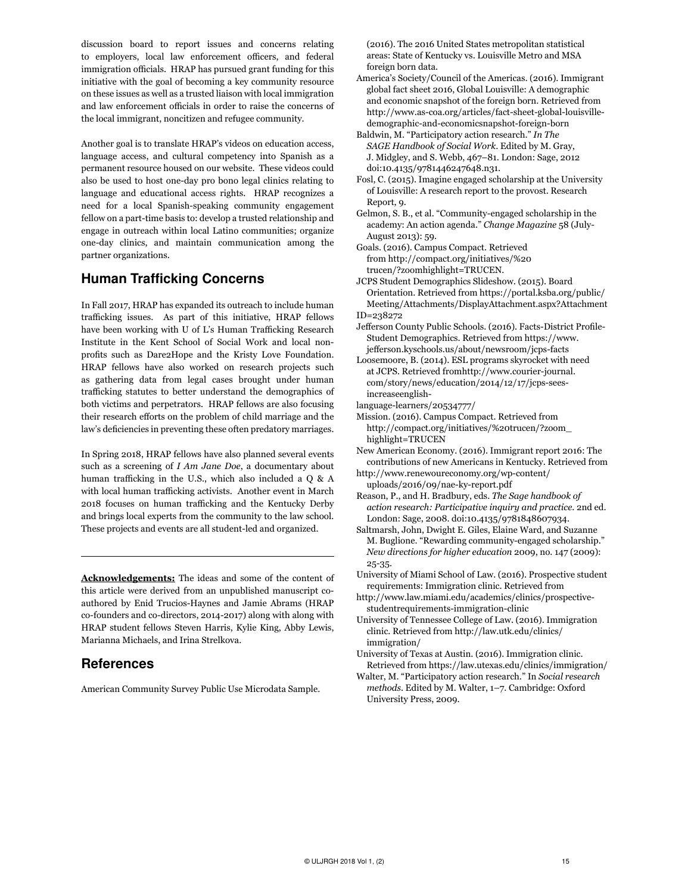discussion board to report issues and concerns relating to employers, local law enforcement officers, and federal immigration officials. HRAP has pursued grant funding for this initiative with the goal of becoming a key community resource on these issues as well as a trusted liaison with local immigration and law enforcement officials in order to raise the concerns of the local immigrant, noncitizen and refugee community.

Another goal is to translate HRAP's videos on education access, language access, and cultural competency into Spanish as a permanent resource housed on our website. These videos could also be used to host one-day pro bono legal clinics relating to language and educational access rights. HRAP recognizes a need for a local Spanish-speaking community engagement fellow on a part-time basis to: develop a trusted relationship and engage in outreach within local Latino communities; organize one-day clinics, and maintain communication among the partner organizations.

## Human Trafficking Concerns

In Fall 2017, HRAP has expanded its outreach to include human trafficking issues. As part of this initiative, HRAP fellows have been working with U of L's Human Trafficking Research Institute in the Kent School of Social Work and local non-profits such as Dare2Hope and the Kristy Love Foundation. HRAP fellows have also worked on research projects such as gathering data from legal cases brought under human trafficking statutes to better understand the demographics of both victims and perpetrators. HRAP fellows are also focusing their research efforts on the problem of child marriage and the law's deficiencies in preventing these often predatory marriages.

In Spring 2018, HRAP fellows have also planned several events such as a screening of *I Am Jane Doe*, a documentary about human trafficking in the U.S., which also included a Q & A with local human trafficking activists. Another event in March 2018 focuses on human trafficking and the Kentucky Derby and brings local experts from the community to the law school. These projects and events are all student-led and organized.

---

**Acknowledgements:** The ideas and some of the content of this article were derived from an unpublished manuscript co-authored by Enid Trucios-Haynes and Jamie Abrams (HRAP co-founders and co-directors, 2014-2017) along with along with HRAP student fellows Steven Harris, Kylie King, Abby Lewis, Marianna Michaels, and Irina Strelkova.

## References

American Community Survey Public Use Microdata Sample. (2016). The 2016 United States metropolitan statistical areas: State of Kentucky vs. Louisville Metro and MSA foreign born data.

America's Society/Council of the Americas. (2016). Immigrant global fact sheet 2016, Global Louisville: A demographic and economic snapshot of the foreign born. Retrieved from http://www.as-coa.org/articles/fact-sheet-global-louisville-demographic-and-economicsnapshot-foreign-born

Baldwin, M. "Participatory action research." *In The SAGE Handbook of Social Work*. Edited by M. Gray, J. Midgley, and S. Webb, 467–81. London: Sage, 2012 doi:10.4135/9781446247648.n31.

Fosl, C. (2015). Imagine engaged scholarship at the University of Louisville: A research report to the provost. Research Report, 9.

Gelmon, S. B., et al. "Community-engaged scholarship in the academy: An action agenda." *Change Magazine* 58 (July-August 2013): 59.

Goals. (2016). Campus Compact. Retrieved from http://compact.org/initiatives/%20 trucen/?zoomhighlight=TRUCEN.

JCPS Student Demographics Slideshow. (2015). Board Orientation. Retrieved from https://portal.ksba.org/public/Meeting/Attachments/DisplayAttachment.aspx?Attachment ID=238272

Jefferson County Public Schools. (2016). Facts-District Profile-Student Demographics. Retrieved from https://www.jefferson.kyschools.us/about/newsroom/jcps-facts

Loosemoore, B. (2014). ESL programs skyrocket with need at JCPS. Retrieved fromhttp://www.courier-journal.com/story/news/education/2014/12/17/jcps-sees-increaseenglish-language-learners/20534777/

Mission. (2016). Campus Compact. Retrieved from http://compact.org/initiatives/%20trucen/?zoom_highlight=TRUCEN

New American Economy. (2016). Immigrant report 2016: The contributions of new Americans in Kentucky. Retrieved from http://www.renewoureconomy.org/wp-content/uploads/2016/09/nae-ky-report.pdf

Reason, P., and H. Bradbury, eds. *The Sage handbook of action research: Participative inquiry and practice.* 2nd ed. London: Sage, 2008. doi:10.4135/9781848607934.

Saltmarsh, John, Dwight E. Giles, Elaine Ward, and Suzanne M. Buglione. "Rewarding community-engaged scholarship." *New directions for higher education* 2009, no. 147 (2009): 25-35.

University of Miami School of Law. (2016). Prospective student requirements: Immigration clinic. Retrieved from http://www.law.miami.edu/academics/clinics/prospective-studentrequirements-immigration-clinic

University of Tennessee College of Law. (2016). Immigration clinic. Retrieved from http://law.utk.edu/clinics/immigration/

University of Texas at Austin. (2016). Immigration clinic. Retrieved from https://law.utexas.edu/clinics/immigration/

Walter, M. "Participatory action research." In *Social research methods*. Edited by M. Walter, 1–7. Cambridge: Oxford University Press, 2009.